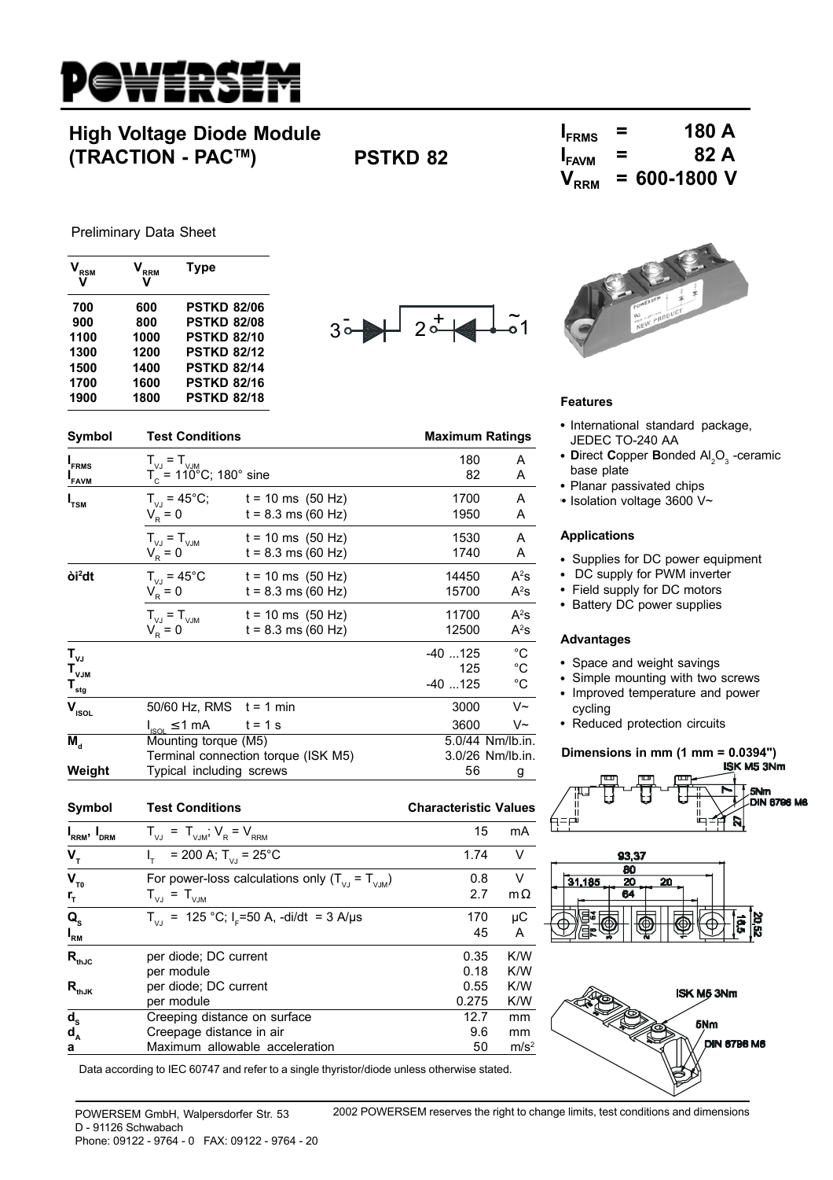# POWERSEM

## High Voltage Diode Module (TRACTION - PAC™)

## PSTKD 82

$I_{FRMS}$ = 180 A
$I_{FAVM}$ = 82 A
$V_{RRM}$ = 600-1800 V

Preliminary Data Sheet

| $V_{RSM}$ V | $V_{RRM}$ V | Type |
|---|---|---|
| 700 | 600 | PSTKD 82/06 |
| 900 | 800 | PSTKD 82/08 |
| 1100 | 1000 | PSTKD 82/10 |
| 1300 | 1200 | PSTKD 82/12 |
| 1500 | 1400 | PSTKD 82/14 |
| 1700 | 1600 | PSTKD 82/16 |
| 1900 | 1800 | PSTKD 82/18 |

| Symbol | Test Conditions | | Maximum Ratings | |
|---|---|---|---|---|
| $I_{FRMS}$ | $T_{VJ} = T_{VJM}$ | | 180 | A |
| $I_{FAVM}$ | $T_C = 110°C$; 180° sine | | 82 | A |
| $I_{TSM}$ | $T_{VJ} = 45°C$; $V_R = 0$ | t = 10 ms (50 Hz) | 1700 | A |
| | | t = 8.3 ms (60 Hz) | 1950 | A |
| | $T_{VJ} = T_{VJM}$ $V_R = 0$ | t = 10 ms (50 Hz) | 1530 | A |
| | | t = 8.3 ms (60 Hz) | 1740 | A |
| $\int i^2dt$ | $T_{VJ} = 45°C$ $V_R = 0$ | t = 10 ms (50 Hz) | 14450 | $A^2s$ |
| | | t = 8.3 ms (60 Hz) | 15700 | $A^2s$ |
| | $T_{VJ} = T_{VJM}$ $V_R = 0$ | t = 10 ms (50 Hz) | 11700 | $A^2s$ |
| | | t = 8.3 ms (60 Hz) | 12500 | $A^2s$ |
| $T_{VJ}$ | | | -40 ...125 | °C |
| $T_{VJM}$ | | | 125 | °C |
| $T_{stg}$ | | | -40 ...125 | °C |
| $V_{ISOL}$ | 50/60 Hz, RMS | t = 1 min | 3000 | V~ |
| | $I_{ISOL} \leq 1$ mA | t = 1 s | 3600 | V~ |
| $M_d$ | Mounting torque (M5) | | 5.0/44 | Nm/lb.in. |
| | Terminal connection torque (ISK M5) | | 3.0/26 | Nm/lb.in. |
| Weight | Typical including screws | | 56 | g |

| Symbol | Test Conditions | Characteristic Values | |
|---|---|---|---|
| $I_{RRM}$, $I_{DRM}$ | $T_{VJ} = T_{VJM}$; $V_R = V_{RRM}$ | 15 | mA |
| $V_T$ | $I_T$ = 200 A; $T_{VJ} = 25°C$ | 1.74 | V |
| $V_{T0}$ | For power-loss calculations only ($T_{VJ} = T_{VJM}$) | 0.8 | V |
| $r_T$ | $T_{VJ} = T_{VJM}$ | 2.7 | mΩ |
| $Q_S$ | $T_{VJ}$ = 125 °C; $I_F$=50 A, -di/dt = 3 A/µs | 170 | µC |
| $I_{RM}$ | | 45 | A |
| $R_{thJC}$ | per diode; DC current | 0.35 | K/W |
| | per module | 0.18 | K/W |
| $R_{thJK}$ | per diode; DC current | 0.55 | K/W |
| | per module | 0.275 | K/W |
| $d_S$ | Creeping distance on surface | 12.7 | mm |
| $d_A$ | Creepage distance in air | 9.6 | mm |
| a | Maximum allowable acceleration | 50 | $m/s^2$ |

Data according to IEC 60747 and refer to a single thyristor/diode unless otherwise stated.

### Features

- International standard package, JEDEC TO-240 AA
- **D**irect **C**opper **B**onded $Al_2O_3$ -ceramic base plate
- Planar passivated chips
- Isolation voltage 3600 V~

### Applications

- Supplies for DC power equipment
- DC supply for PWM inverter
- Field supply for DC motors
- Battery DC power supplies

### Advantages

- Space and weight savings
- Simple mounting with two screws
- Improved temperature and power cycling
- Reduced protection circuits

### Dimensions in mm (1 mm = 0.0394")

POWERSEM GmbH, Walpersdorfer Str. 53
D - 91126 Schwabach
Phone: 09122 - 9764 - 0 FAX: 09122 - 9764 - 20

2002 POWERSEM reserves the right to change limits, test conditions and dimensions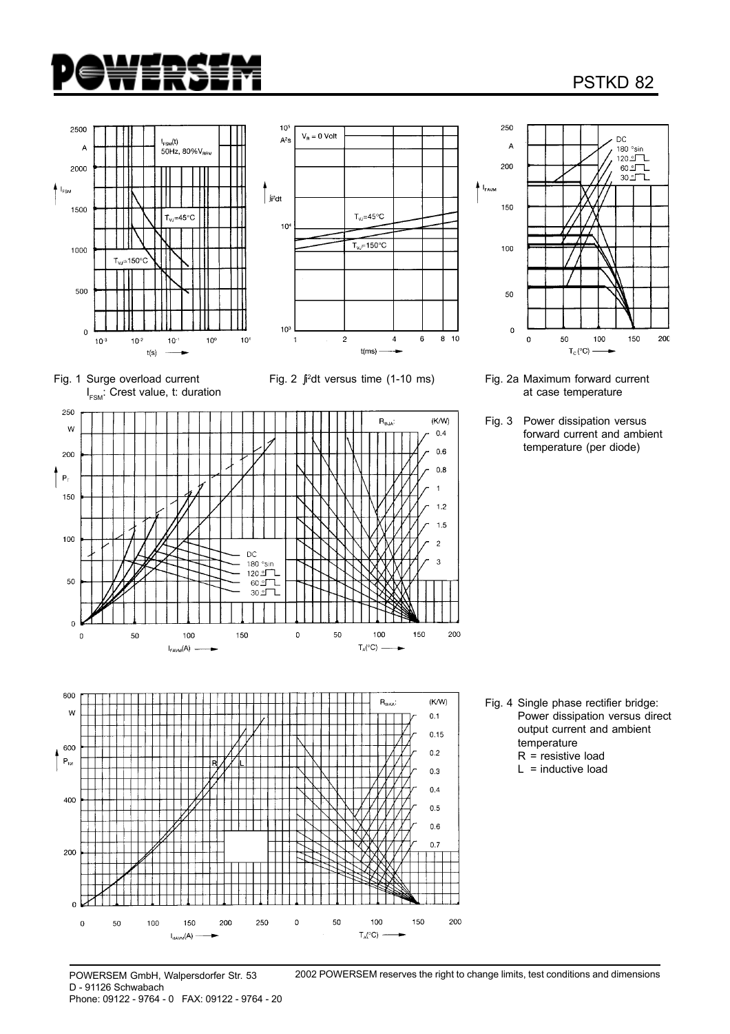Fig. 1 Surge overload current $I_{FSM}$: Crest value, t: duration

Fig. 2 $\int i^2dt$ versus time (1-10 ms)

Fig. 2a Maximum forward current at case temperature

Fig. 3 Power dissipation versus forward current and ambient temperature (per diode)

Fig. 4 Single phase rectifier bridge: Power dissipation versus direct output current and ambient temperature
R = resistive load
L = inductive load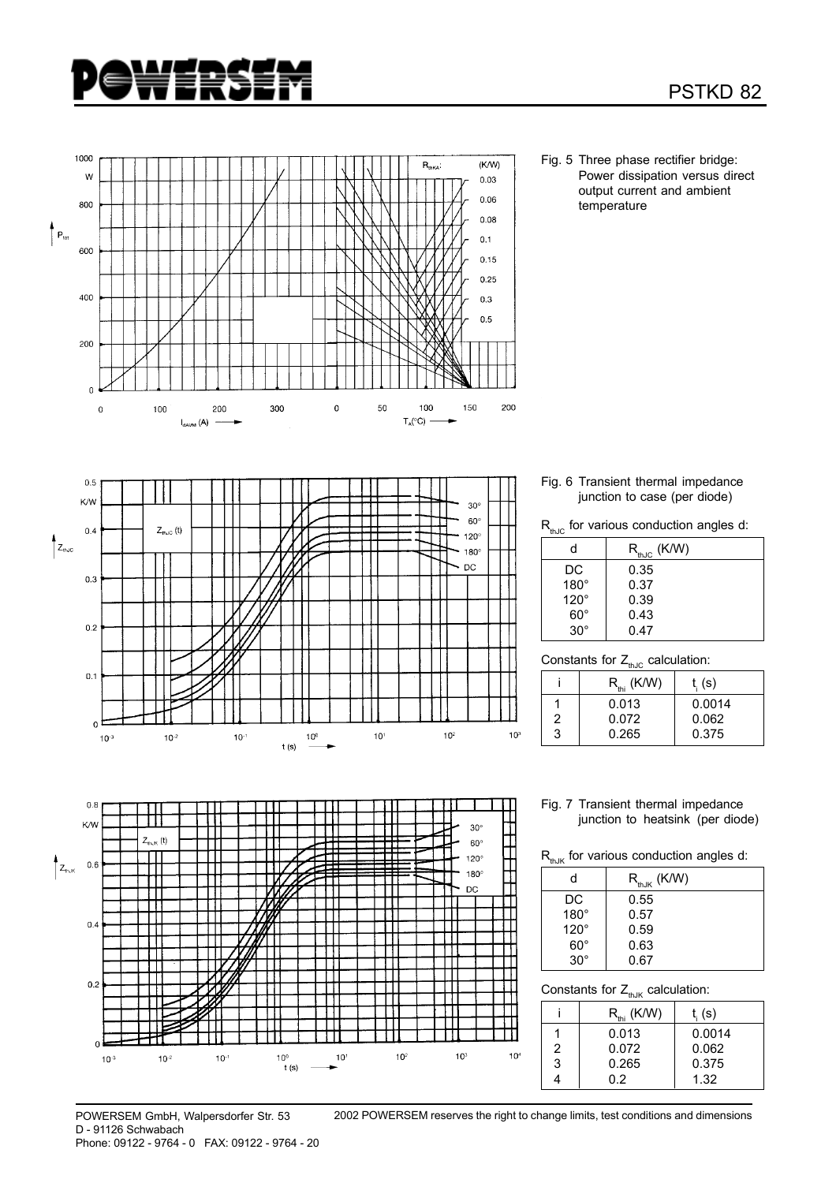PSTKD 82

1000
W
800
600
400
200
0

$P_{tot}$

0 100 200 300
$I_{dAVM}$ (A)

0 50 100 150 200
$T_A$(°C)

$R_{thKA}$: (K/W)
0.03
0.06
0.08
0.1
0.15
0.25
0.3
0.5

Fig. 5 Three phase rectifier bridge: Power dissipation versus direct output current and ambient temperature

0.5
K/W
0.4
0.3
0.2
0.1
0

$Z_{thJC}$

$Z_{thJC}$ (t)

30°
60°
120°
180°
DC

$10^{-3}$ $10^{-2}$ $10^{-1}$ $10^{0}$ $10^{1}$ $10^{2}$ $10^{3}$
t (s)

Fig. 6 Transient thermal impedance junction to case (per diode)

$R_{thJC}$ for various conduction angles d:

| d | $R_{thJC}$ (K/W) |
|---|---|
| DC | 0.35 |
| 180° | 0.37 |
| 120° | 0.39 |
| 60° | 0.43 |
| 30° | 0.47 |

Constants for $Z_{thJC}$ calculation:

| i | $R_{thi}$ (K/W) | $t_i$ (s) |
|---|---|---|
| 1 | 0.013 | 0.0014 |
| 2 | 0.072 | 0.062 |
| 3 | 0.265 | 0.375 |

0.8
K/W
0.6
0.4
0.2
0

$Z_{thJK}$

$Z_{thJK}$ (t)

30°
60°
120°
180°
DC

$10^{-3}$ $10^{-2}$ $10^{-1}$ $10^{0}$ $10^{1}$ $10^{2}$ $10^{3}$ $10^{4}$
t (s)

Fig. 7 Transient thermal impedance junction to heatsink (per diode)

$R_{thJK}$ for various conduction angles d:

| d | $R_{thJK}$ (K/W) |
|---|---|
| DC | 0.55 |
| 180° | 0.57 |
| 120° | 0.59 |
| 60° | 0.63 |
| 30° | 0.67 |

Constants for $Z_{thJK}$ calculation:

| i | $R_{thi}$ (K/W) | $t_i$ (s) |
|---|---|---|
| 1 | 0.013 | 0.0014 |
| 2 | 0.072 | 0.062 |
| 3 | 0.265 | 0.375 |
| 4 | 0.2 | 1.32 |

POWERSEM GmbH, Walpersdorfer Str. 53
D - 91126 Schwabach
Phone: 09122 - 9764 - 0 FAX: 09122 - 9764 - 20

2002 POWERSEM reserves the right to change limits, test conditions and dimensions